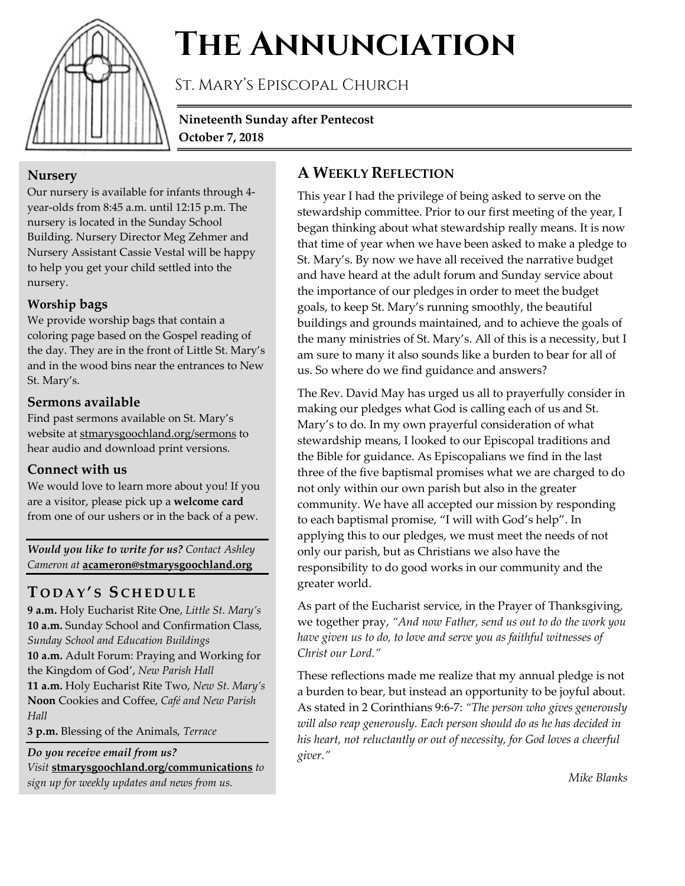# The Annunciation

St. Mary's Episcopal Church

**Nineteenth Sunday after Pentecost**
**October 7, 2018**

### Nursery

Our nursery is available for infants through 4-year-olds from 8:45 a.m. until 12:15 p.m. The nursery is located in the Sunday School Building. Nursery Director Meg Zehmer and Nursery Assistant Cassie Vestal will be happy to help you get your child settled into the nursery.

### Worship bags

We provide worship bags that contain a coloring page based on the Gospel reading of the day. They are in the front of Little St. Mary's and in the wood bins near the entrances to New St. Mary's.

### Sermons available

Find past sermons available on St. Mary's website at stmarysgoochland.org/sermons to hear audio and download print versions.

### Connect with us

We would love to learn more about you! If you are a visitor, please pick up a **welcome card** from one of our ushers or in the back of a pew.

***Would you like to write for us?*** *Contact Ashley Cameron at* **acameron@stmarysgoochland.org**

## Today's Schedule

**9 a.m.** Holy Eucharist Rite One, *Little St. Mary's*
**10 a.m.** Sunday School and Confirmation Class, *Sunday School and Education Buildings*
**10 a.m.** Adult Forum: Praying and Working for the Kingdom of God', *New Parish Hall*
**11 a.m.** Holy Eucharist Rite Two, *New St. Mary's*
**Noon** Cookies and Coffee, *Café and New Parish Hall*
**3 p.m.** Blessing of the Animals, *Terrace*

***Do you receive email from us?***
*Visit* **stmarysgoochland.org/communications** *to sign up for weekly updates and news from us.*

## A Weekly Reflection

This year I had the privilege of being asked to serve on the stewardship committee. Prior to our first meeting of the year, I began thinking about what stewardship really means. It is now that time of year when we have been asked to make a pledge to St. Mary's. By now we have all received the narrative budget and have heard at the adult forum and Sunday service about the importance of our pledges in order to meet the budget goals, to keep St. Mary's running smoothly, the beautiful buildings and grounds maintained, and to achieve the goals of the many ministries of St. Mary's. All of this is a necessity, but I am sure to many it also sounds like a burden to bear for all of us. So where do we find guidance and answers?

The Rev. David May has urged us all to prayerfully consider in making our pledges what God is calling each of us and St. Mary's to do. In my own prayerful consideration of what stewardship means, I looked to our Episcopal traditions and the Bible for guidance. As Episcopalians we find in the last three of the five baptismal promises what we are charged to do not only within our own parish but also in the greater community. We have all accepted our mission by responding to each baptismal promise, "I will with God's help". In applying this to our pledges, we must meet the needs of not only our parish, but as Christians we also have the responsibility to do good works in our community and the greater world.

As part of the Eucharist service, in the Prayer of Thanksgiving, we together pray, *"And now Father, send us out to do the work you have given us to do, to love and serve you as faithful witnesses of Christ our Lord."*

These reflections made me realize that my annual pledge is not a burden to bear, but instead an opportunity to be joyful about. As stated in 2 Corinthians 9:6-7: *"The person who gives generously will also reap generously. Each person should do as he has decided in his heart, not reluctantly or out of necessity, for God loves a cheerful giver."*

*Mike Blanks*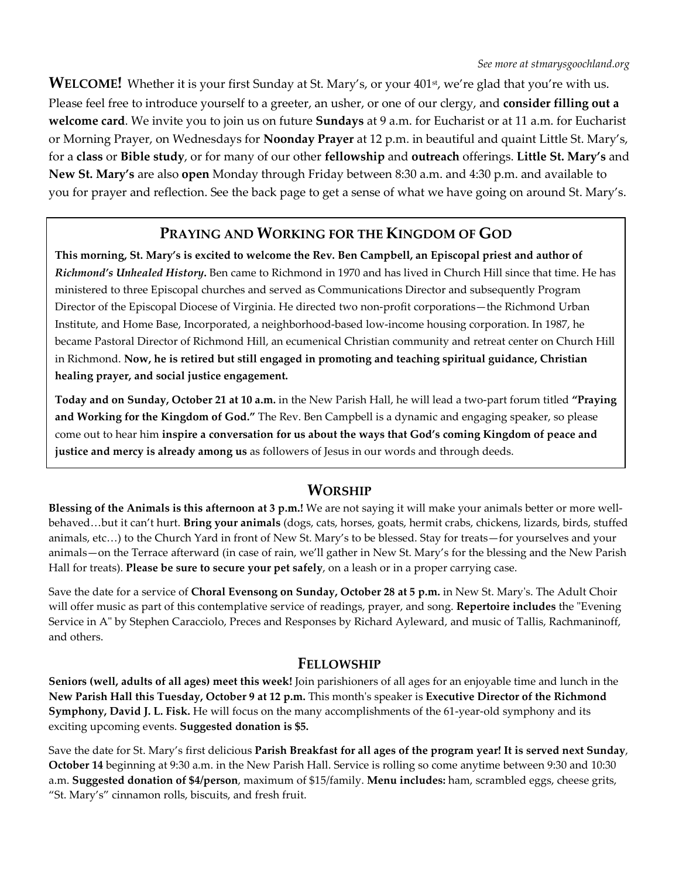*See more at stmarysgoochland.org*

**WELCOME!** Whether it is your first Sunday at St. Mary's, or your 401st, we're glad that you're with us. Please feel free to introduce yourself to a greeter, an usher, or one of our clergy, and **consider filling out a welcome card**. We invite you to join us on future **Sundays** at 9 a.m. for Eucharist or at 11 a.m. for Eucharist or Morning Prayer, on Wednesdays for **Noonday Prayer** at 12 p.m. in beautiful and quaint Little St. Mary's, for a **class** or **Bible study**, or for many of our other **fellowship** and **outreach** offerings. **Little St. Mary's** and **New St. Mary's** are also **open** Monday through Friday between 8:30 a.m. and 4:30 p.m. and available to you for prayer and reflection. See the back page to get a sense of what we have going on around St. Mary's.

## PRAYING AND WORKING FOR THE KINGDOM OF GOD

**This morning, St. Mary's is excited to welcome the Rev. Ben Campbell, an Episcopal priest and author of *Richmond's Unhealed History*.** Ben came to Richmond in 1970 and has lived in Church Hill since that time. He has ministered to three Episcopal churches and served as Communications Director and subsequently Program Director of the Episcopal Diocese of Virginia. He directed two non-profit corporations—the Richmond Urban Institute, and Home Base, Incorporated, a neighborhood-based low-income housing corporation. In 1987, he became Pastoral Director of Richmond Hill, an ecumenical Christian community and retreat center on Church Hill in Richmond. **Now, he is retired but still engaged in promoting and teaching spiritual guidance, Christian healing prayer, and social justice engagement.**

**Today and on Sunday, October 21 at 10 a.m.** in the New Parish Hall, he will lead a two-part forum titled **"Praying and Working for the Kingdom of God."** The Rev. Ben Campbell is a dynamic and engaging speaker, so please come out to hear him **inspire a conversation for us about the ways that God's coming Kingdom of peace and justice and mercy is already among us** as followers of Jesus in our words and through deeds.

## WORSHIP

**Blessing of the Animals is this afternoon at 3 p.m.!** We are not saying it will make your animals better or more well-behaved…but it can't hurt. **Bring your animals** (dogs, cats, horses, goats, hermit crabs, chickens, lizards, birds, stuffed animals, etc…) to the Church Yard in front of New St. Mary's to be blessed. Stay for treats—for yourselves and your animals—on the Terrace afterward (in case of rain, we'll gather in New St. Mary's for the blessing and the New Parish Hall for treats). **Please be sure to secure your pet safely**, on a leash or in a proper carrying case.

Save the date for a service of **Choral Evensong on Sunday, October 28 at 5 p.m.** in New St. Mary's. The Adult Choir will offer music as part of this contemplative service of readings, prayer, and song. **Repertoire includes** the "Evening Service in A" by Stephen Caracciolo, Preces and Responses by Richard Ayleward, and music of Tallis, Rachmaninoff, and others.

## FELLOWSHIP

**Seniors (well, adults of all ages) meet this week!** Join parishioners of all ages for an enjoyable time and lunch in the **New Parish Hall this Tuesday, October 9 at 12 p.m.** This month's speaker is **Executive Director of the Richmond Symphony, David J. L. Fisk.** He will focus on the many accomplishments of the 61-year-old symphony and its exciting upcoming events. **Suggested donation is $5.**

Save the date for St. Mary's first delicious **Parish Breakfast for all ages of the program year! It is served next Sunday**, **October 14** beginning at 9:30 a.m. in the New Parish Hall. Service is rolling so come anytime between 9:30 and 10:30 a.m. **Suggested donation of $4/person**, maximum of $15/family. **Menu includes:** ham, scrambled eggs, cheese grits, "St. Mary's" cinnamon rolls, biscuits, and fresh fruit.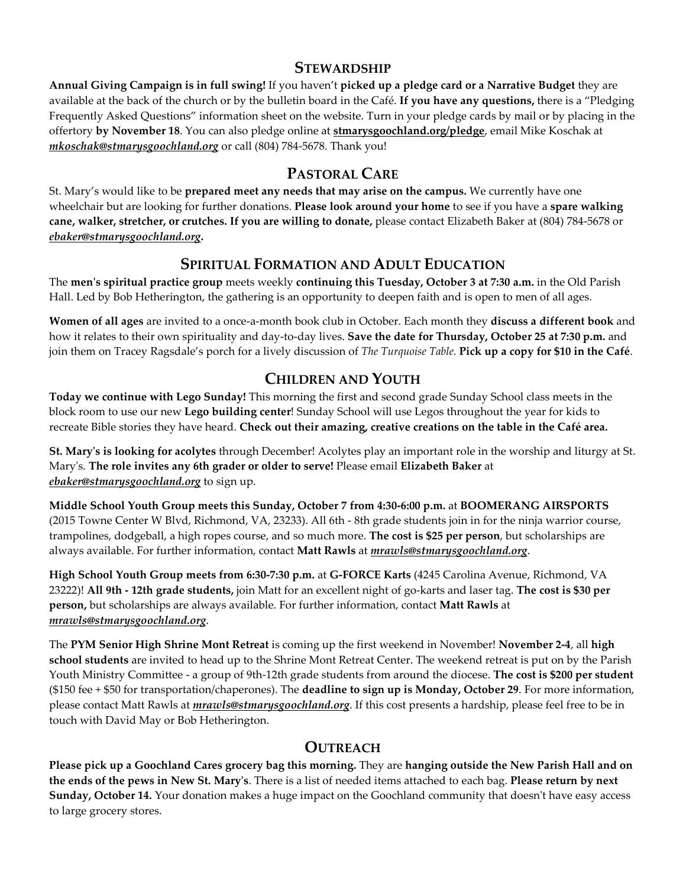## STEWARDSHIP

**Annual Giving Campaign is in full swing!** If you haven't **picked up a pledge card or a Narrative Budget** they are available at the back of the church or by the bulletin board in the Café. **If you have any questions,** there is a "Pledging Frequently Asked Questions" information sheet on the website. Turn in your pledge cards by mail or by placing in the offertory **by November 18**. You can also pledge online at **stmarysgoochland.org/pledge**, email Mike Koschak at ***mkoschak@stmarysgoochland.org*** or call (804) 784-5678. Thank you!

## PASTORAL CARE

St. Mary's would like to be **prepared meet any needs that may arise on the campus.** We currently have one wheelchair but are looking for further donations. **Please look around your home** to see if you have a **spare walking cane, walker, stretcher, or crutches. If you are willing to donate,** please contact Elizabeth Baker at (804) 784-5678 or ***ebaker@stmarysgoochland.org*.**

## SPIRITUAL FORMATION AND ADULT EDUCATION

The **men's spiritual practice group** meets weekly **continuing this Tuesday, October 3 at 7:30 a.m.** in the Old Parish Hall. Led by Bob Hetherington, the gathering is an opportunity to deepen faith and is open to men of all ages.

**Women of all ages** are invited to a once-a-month book club in October. Each month they **discuss a different book** and how it relates to their own spirituality and day-to-day lives. **Save the date for Thursday, October 25 at 7:30 p.m.** and join them on Tracey Ragsdale's porch for a lively discussion of *The Turquoise Table.* **Pick up a copy for $10 in the Café**.

## CHILDREN AND YOUTH

**Today we continue with Lego Sunday!** This morning the first and second grade Sunday School class meets in the block room to use our new **Lego building center**! Sunday School will use Legos throughout the year for kids to recreate Bible stories they have heard. **Check out their amazing, creative creations on the table in the Café area.**

**St. Mary's is looking for acolytes** through December! Acolytes play an important role in the worship and liturgy at St. Mary's. **The role invites any 6th grader or older to serve!** Please email **Elizabeth Baker** at ***ebaker@stmarysgoochland.org*** to sign up.

**Middle School Youth Group meets this Sunday, October 7 from 4:30-6:00 p.m.** at **BOOMERANG AIRSPORTS** (2015 Towne Center W Blvd, Richmond, VA, 23233). All 6th - 8th grade students join in for the ninja warrior course, trampolines, dodgeball, a high ropes course, and so much more. **The cost is $25 per person**, but scholarships are always available. For further information, contact **Matt Rawls** at ***mrawls@stmarysgoochland.org***.

**High School Youth Group meets from 6:30-7:30 p.m.** at **G-FORCE Karts** (4245 Carolina Avenue, Richmond, VA 23222)! **All 9th - 12th grade students,** join Matt for an excellent night of go-karts and laser tag. **The cost is $30 per person,** but scholarships are always available. For further information, contact **Matt Rawls** at *mrawls@stmarysgoochland.org*.

The **PYM Senior High Shrine Mont Retreat** is coming up the first weekend in November! **November 2-4**, all **high school students** are invited to head up to the Shrine Mont Retreat Center. The weekend retreat is put on by the Parish Youth Ministry Committee - a group of 9th-12th grade students from around the diocese. **The cost is $200 per student** ($150 fee + $50 for transportation/chaperones). The **deadline to sign up is Monday, October 29**. For more information, please contact Matt Rawls at ***mrawls@stmarysgoochland.org***. If this cost presents a hardship, please feel free to be in touch with David May or Bob Hetherington.

## OUTREACH

**Please pick up a Goochland Cares grocery bag this morning.** They are **hanging outside the New Parish Hall and on the ends of the pews in New St. Mary's**. There is a list of needed items attached to each bag. **Please return by next Sunday, October 14.** Your donation makes a huge impact on the Goochland community that doesn't have easy access to large grocery stores.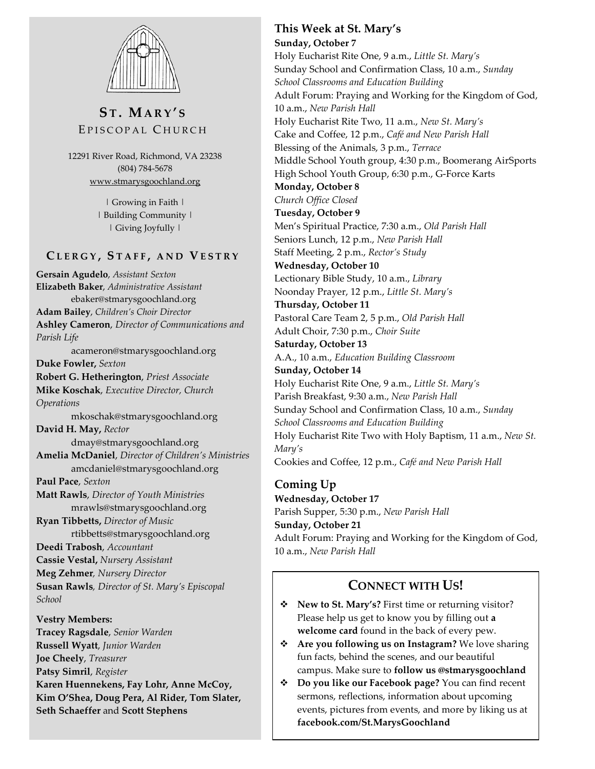# St. Mary's Episcopal Church

12291 River Road, Richmond, VA 23238
(804) 784-5678
www.stmarysgoochland.org

| Growing in Faith |
| Building Community |
| Giving Joyfully |

## Clergy, Staff, and Vestry

**Gersain Agudelo**, *Assistant Sexton*
**Elizabeth Baker**, *Administrative Assistant*
ebaker@stmarysgoochland.org
**Adam Bailey**, *Children's Choir Director*
**Ashley Cameron**, *Director of Communications and Parish Life*
acameron@stmarysgoochland.org
**Duke Fowler,** *Sexton*
**Robert G. Hetherington**, *Priest Associate*
**Mike Koschak**, *Executive Director, Church Operations*
mkoschak@stmarysgoochland.org
**David H. May,** *Rector*
dmay@stmarysgoochland.org
**Amelia McDaniel**, *Director of Children's Ministries*
amcdaniel@stmarysgoochland.org
**Paul Pace**, *Sexton*
**Matt Rawls**, *Director of Youth Ministries*
mrawls@stmarysgoochland.org
**Ryan Tibbetts,** *Director of Music*
rtibbetts@stmarysgoochland.org
**Deedi Trabosh**, *Accountant*
**Cassie Vestal,** *Nursery Assistant*
**Meg Zehmer**, *Nursery Director*
**Susan Rawls**, *Director of St. Mary's Episcopal School*

**Vestry Members:**
**Tracey Ragsdale**, *Senior Warden*
**Russell Wyatt**, *Junior Warden*
**Joe Cheely**, *Treasurer*
**Patsy Simril**, *Register*
**Karen Huennekens, Fay Lohr, Anne McCoy, Kim O'Shea, Doug Pera, Al Rider, Tom Slater, Seth Schaeffer** and **Scott Stephens**

## This Week at St. Mary's

**Sunday, October 7**
Holy Eucharist Rite One, 9 a.m., *Little St. Mary's*
Sunday School and Confirmation Class, 10 a.m., *Sunday School Classrooms and Education Building*
Adult Forum: Praying and Working for the Kingdom of God, 10 a.m., *New Parish Hall*
Holy Eucharist Rite Two, 11 a.m., *New St. Mary's*
Cake and Coffee, 12 p.m., *Café and New Parish Hall*
Blessing of the Animals, 3 p.m., *Terrace*
Middle School Youth group, 4:30 p.m., Boomerang AirSports
High School Youth Group, 6:30 p.m., G-Force Karts
**Monday, October 8**
*Church Office Closed*
**Tuesday, October 9**
Men's Spiritual Practice, 7:30 a.m., *Old Parish Hall*
Seniors Lunch, 12 p.m., *New Parish Hall*
Staff Meeting, 2 p.m., *Rector's Study*
**Wednesday, October 10**
Lectionary Bible Study, 10 a.m., *Library*
Noonday Prayer, 12 p.m., *Little St. Mary's*
**Thursday, October 11**
Pastoral Care Team 2, 5 p.m., *Old Parish Hall*
Adult Choir, 7:30 p.m., *Choir Suite*
**Saturday, October 13**
A.A., 10 a.m., *Education Building Classroom*
**Sunday, October 14**
Holy Eucharist Rite One, 9 a.m., *Little St. Mary's*
Parish Breakfast, 9:30 a.m., *New Parish Hall*
Sunday School and Confirmation Class, 10 a.m., *Sunday School Classrooms and Education Building*
Holy Eucharist Rite Two with Holy Baptism, 11 a.m., *New St. Mary's*
Cookies and Coffee, 12 p.m., *Café and New Parish Hall*

## Coming Up

**Wednesday, October 17**
Parish Supper, 5:30 p.m., *New Parish Hall*
**Sunday, October 21**
Adult Forum: Praying and Working for the Kingdom of God, 10 a.m., *New Parish Hall*

## Connect with Us!

- **New to St. Mary's?** First time or returning visitor? Please help us get to know you by filling out **a welcome card** found in the back of every pew.
- **Are you following us on Instagram?** We love sharing fun facts, behind the scenes, and our beautiful campus. Make sure to **follow us @stmarysgoochland**
- **Do you like our Facebook page?** You can find recent sermons, reflections, information about upcoming events, pictures from events, and more by liking us at **facebook.com/St.MarysGoochland**